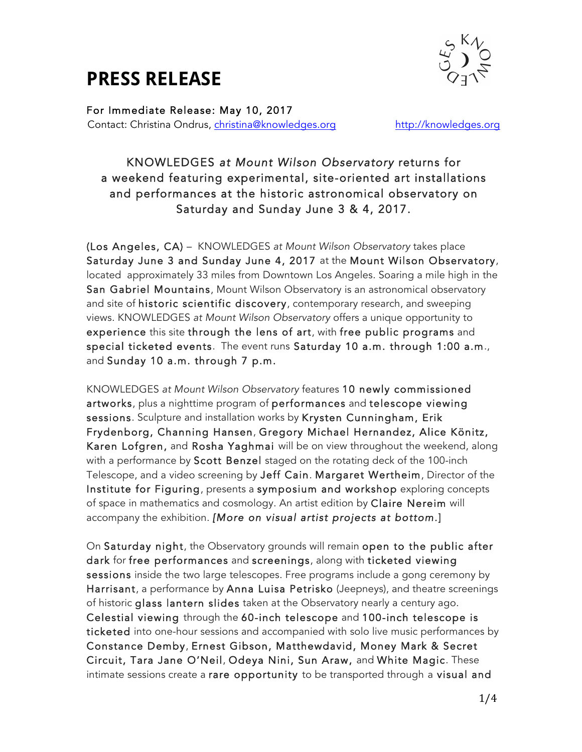# PRESS RELEASE

For Immediate Release: May 10, 2017
Contact: Christina Ondrus, christina@knowledges.org http://knowledges.org

KNOWLEDGES *at Mount Wilson Observatory* returns for a weekend featuring experimental, site-oriented art installations and performances at the historic astronomical observatory on Saturday and Sunday June 3 & 4, 2017.

(Los Angeles, CA) – KNOWLEDGES *at Mount Wilson Observatory* takes place Saturday June 3 and Sunday June 4, 2017 at the Mount Wilson Observatory, located approximately 33 miles from Downtown Los Angeles. Soaring a mile high in the San Gabriel Mountains, Mount Wilson Observatory is an astronomical observatory and site of historic scientific discovery, contemporary research, and sweeping views. KNOWLEDGES *at Mount Wilson Observatory* offers a unique opportunity to experience this site through the lens of art, with free public programs and special ticketed events. The event runs Saturday 10 a.m. through 1:00 a.m., and Sunday 10 a.m. through 7 p.m.

KNOWLEDGES *at Mount Wilson Observatory* features 10 newly commissioned artworks, plus a nighttime program of performances and telescope viewing sessions. Sculpture and installation works by Krysten Cunningham, Erik Frydenborg, Channing Hansen, Gregory Michael Hernandez, Alice Könitz, Karen Lofgren, and Rosha Yaghmai will be on view throughout the weekend, along with a performance by Scott Benzel staged on the rotating deck of the 100-inch Telescope, and a video screening by Jeff Cain. Margaret Wertheim, Director of the Institute for Figuring, presents a symposium and workshop exploring concepts of space in mathematics and cosmology. An artist edition by Claire Nereim will accompany the exhibition. *[More on visual artist projects at bottom.]*

On Saturday night, the Observatory grounds will remain open to the public after dark for free performances and screenings, along with ticketed viewing sessions inside the two large telescopes. Free programs include a gong ceremony by Harrisant, a performance by Anna Luisa Petrisko (Jeepneys), and theatre screenings of historic glass lantern slides taken at the Observatory nearly a century ago. Celestial viewing through the 60-inch telescope and 100-inch telescope is ticketed into one-hour sessions and accompanied with solo live music performances by Constance Demby, Ernest Gibson, Matthewdavid, Money Mark & Secret Circuit, Tara Jane O'Neil, Odeya Nini, Sun Araw, and White Magic. These intimate sessions create a rare opportunity to be transported through a visual and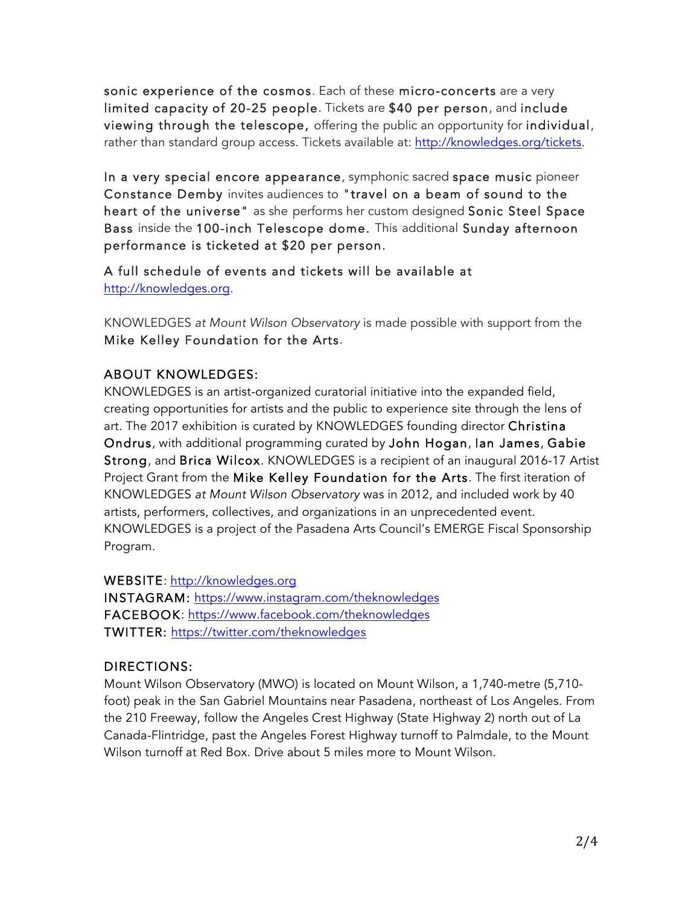**sonic experience of the cosmos**. Each of these **micro-concerts** are a very **limited capacity of 20-25 people**. Tickets are **$40 per person**, and **include viewing through the telescope,** offering the public an opportunity for **individual**, rather than standard group access. Tickets available at: http://knowledges.org/tickets.

**In a very special encore appearance**, symphonic sacred **space music** pioneer **Constance Demby** invites audiences to **"travel on a beam of sound to the heart of the universe"** as she performs her custom designed **Sonic Steel Space Bass** inside the **100-inch Telescope dome.** This additional **Sunday afternoon performance is ticketed at $20 per person.**

**A full schedule of events and tickets will be available at** http://knowledges.org.

KNOWLEDGES *at Mount Wilson Observatory* is made possible with support from the **Mike Kelley Foundation for the Arts**.

## ABOUT KNOWLEDGES:

KNOWLEDGES is an artist-organized curatorial initiative into the expanded field, creating opportunities for artists and the public to experience site through the lens of art. The 2017 exhibition is curated by KNOWLEDGES founding director **Christina Ondrus**, with additional programming curated by **John Hogan**, **Ian James**, **Gabie Strong**, and **Brica Wilcox**. KNOWLEDGES is a recipient of an inaugural 2016-17 Artist Project Grant from the **Mike Kelley Foundation for the Arts**. The first iteration of KNOWLEDGES *at Mount Wilson Observatory* was in 2012, and included work by 40 artists, performers, collectives, and organizations in an unprecedented event. KNOWLEDGES is a project of the Pasadena Arts Council's EMERGE Fiscal Sponsorship Program.

**WEBSITE**: http://knowledges.org
**INSTAGRAM:** https://www.instagram.com/theknowledges
**FACEBOOK**: https://www.facebook.com/theknowledges
**TWITTER:** https://twitter.com/theknowledges

## DIRECTIONS:

Mount Wilson Observatory (MWO) is located on Mount Wilson, a 1,740-metre (5,710-foot) peak in the San Gabriel Mountains near Pasadena, northeast of Los Angeles. From the 210 Freeway, follow the Angeles Crest Highway (State Highway 2) north out of La Canada-Flintridge, past the Angeles Forest Highway turnoff to Palmdale, to the Mount Wilson turnoff at Red Box. Drive about 5 miles more to Mount Wilson.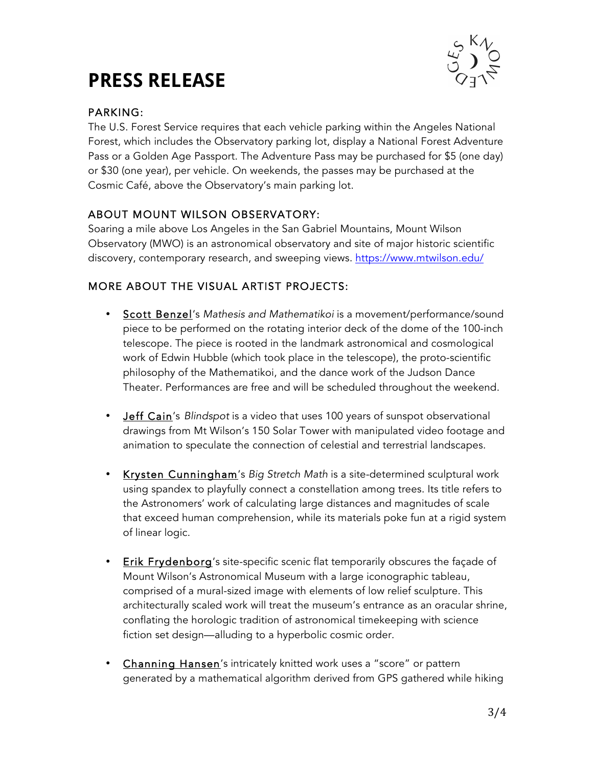# PRESS RELEASE

## PARKING:

The U.S. Forest Service requires that each vehicle parking within the Angeles National Forest, which includes the Observatory parking lot, display a National Forest Adventure Pass or a Golden Age Passport. The Adventure Pass may be purchased for $5 (one day) or $30 (one year), per vehicle. On weekends, the passes may be purchased at the Cosmic Café, above the Observatory's main parking lot.

## ABOUT MOUNT WILSON OBSERVATORY:

Soaring a mile above Los Angeles in the San Gabriel Mountains, Mount Wilson Observatory (MWO) is an astronomical observatory and site of major historic scientific discovery, contemporary research, and sweeping views. https://www.mtwilson.edu/

## MORE ABOUT THE VISUAL ARTIST PROJECTS:

- Scott Benzel's *Mathesis and Mathematikoi* is a movement/performance/sound piece to be performed on the rotating interior deck of the dome of the 100-inch telescope. The piece is rooted in the landmark astronomical and cosmological work of Edwin Hubble (which took place in the telescope), the proto-scientific philosophy of the Mathematikoi, and the dance work of the Judson Dance Theater. Performances are free and will be scheduled throughout the weekend.

- Jeff Cain's *Blindspot* is a video that uses 100 years of sunspot observational drawings from Mt Wilson's 150 Solar Tower with manipulated video footage and animation to speculate the connection of celestial and terrestrial landscapes.

- Krysten Cunningham's *Big Stretch Math* is a site-determined sculptural work using spandex to playfully connect a constellation among trees. Its title refers to the Astronomers' work of calculating large distances and magnitudes of scale that exceed human comprehension, while its materials poke fun at a rigid system of linear logic.

- Erik Frydenborg's site-specific scenic flat temporarily obscures the façade of Mount Wilson's Astronomical Museum with a large iconographic tableau, comprised of a mural-sized image with elements of low relief sculpture. This architecturally scaled work will treat the museum's entrance as an oracular shrine, conflating the horologic tradition of astronomical timekeeping with science fiction set design—alluding to a hyperbolic cosmic order.

- Channing Hansen's intricately knitted work uses a "score" or pattern generated by a mathematical algorithm derived from GPS gathered while hiking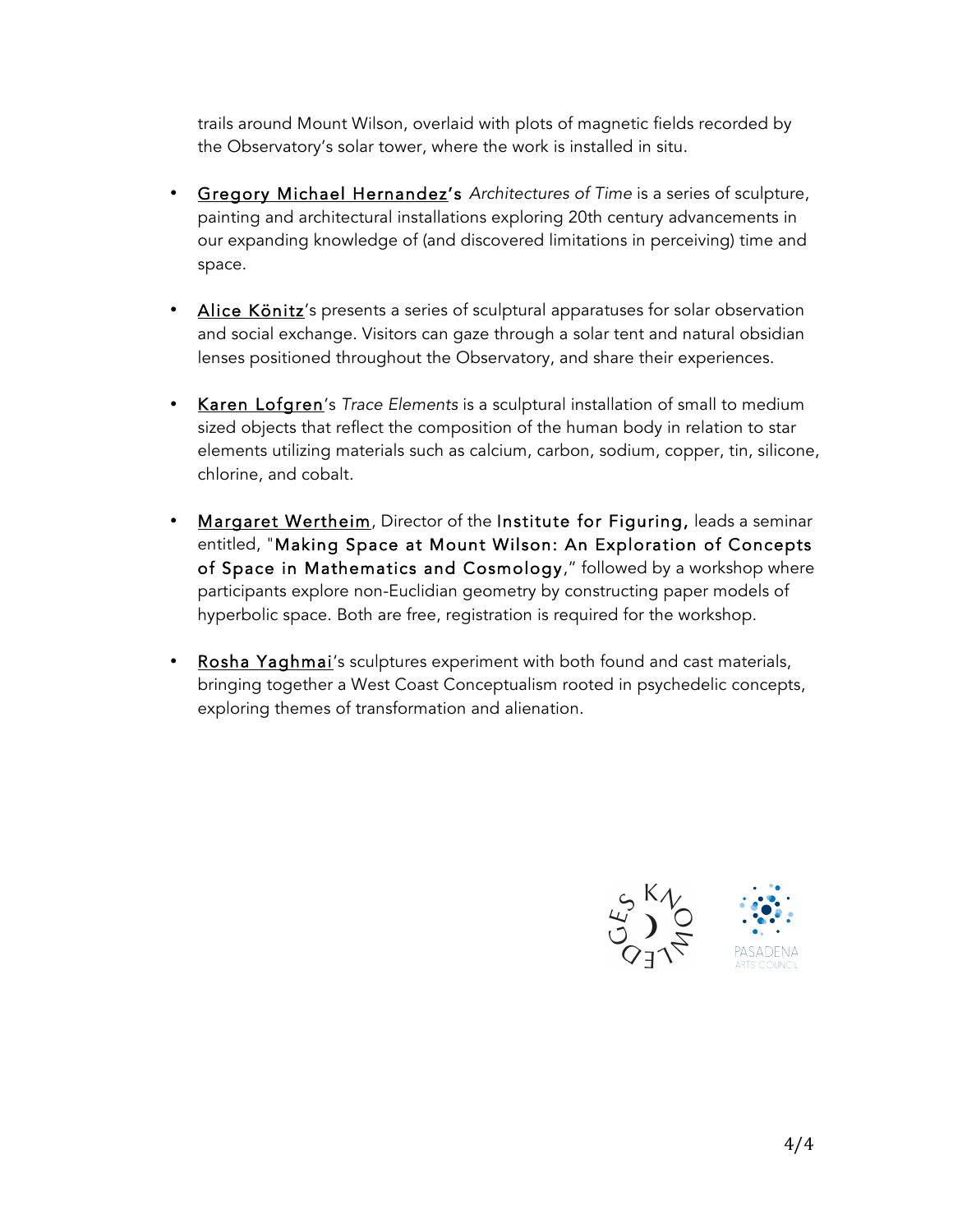trails around Mount Wilson, overlaid with plots of magnetic fields recorded by the Observatory's solar tower, where the work is installed in situ.

- Gregory Michael Hernandez's *Architectures of Time* is a series of sculpture, painting and architectural installations exploring 20th century advancements in our expanding knowledge of (and discovered limitations in perceiving) time and space.

- Alice Könitz's presents a series of sculptural apparatuses for solar observation and social exchange. Visitors can gaze through a solar tent and natural obsidian lenses positioned throughout the Observatory, and share their experiences.

- Karen Lofgren's *Trace Elements* is a sculptural installation of small to medium sized objects that reflect the composition of the human body in relation to star elements utilizing materials such as calcium, carbon, sodium, copper, tin, silicone, chlorine, and cobalt.

- Margaret Wertheim, Director of the Institute for Figuring, leads a seminar entitled, "Making Space at Mount Wilson: An Exploration of Concepts of Space in Mathematics and Cosmology," followed by a workshop where participants explore non-Euclidian geometry by constructing paper models of hyperbolic space. Both are free, registration is required for the workshop.

- Rosha Yaghmai's sculptures experiment with both found and cast materials, bringing together a West Coast Conceptualism rooted in psychedelic concepts, exploring themes of transformation and alienation.

KNOWLEDGES

PASADENA ARTS COUNCIL